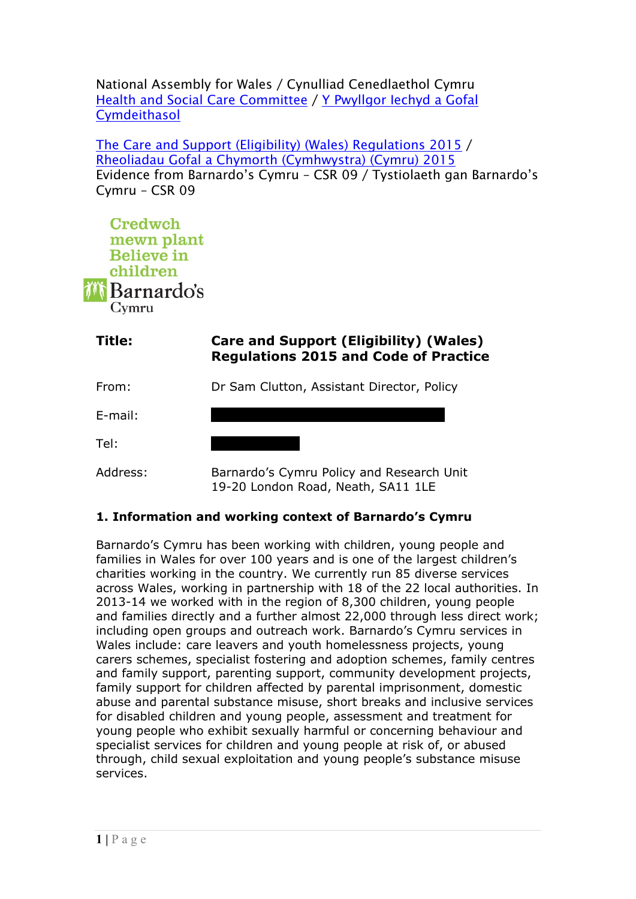National Assembly for Wales / Cynulliad Cenedlaethol Cymru
Health and Social Care Committee / Y Pwyllgor Iechyd a Gofal Cymdeithasol

The Care and Support (Eligibility) (Wales) Regulations 2015 / Rheoliadau Gofal a Chymorth (Cymhwystra) (Cymru) 2015
Evidence from Barnardo's Cymru – CSR 09 / Tystiolaeth gan Barnardo's Cymru – CSR 09

Credwch mewn plant
Believe in children
Barnardo's Cymru

| | |
|---|---|
| **Title:** | **Care and Support (Eligibility) (Wales) Regulations 2015 and Code of Practice** |
| From: | Dr Sam Clutton, Assistant Director, Policy |
| E-mail: | |
| Tel: | |
| Address: | Barnardo's Cymru Policy and Research Unit 19-20 London Road, Neath, SA11 1LE |

**1. Information and working context of Barnardo's Cymru**

Barnardo's Cymru has been working with children, young people and families in Wales for over 100 years and is one of the largest children's charities working in the country. We currently run 85 diverse services across Wales, working in partnership with 18 of the 22 local authorities. In 2013-14 we worked with in the region of 8,300 children, young people and families directly and a further almost 22,000 through less direct work; including open groups and outreach work. Barnardo's Cymru services in Wales include: care leavers and youth homelessness projects, young carers schemes, specialist fostering and adoption schemes, family centres and family support, parenting support, community development projects, family support for children affected by parental imprisonment, domestic abuse and parental substance misuse, short breaks and inclusive services for disabled children and young people, assessment and treatment for young people who exhibit sexually harmful or concerning behaviour and specialist services for children and young people at risk of, or abused through, child sexual exploitation and young people's substance misuse services.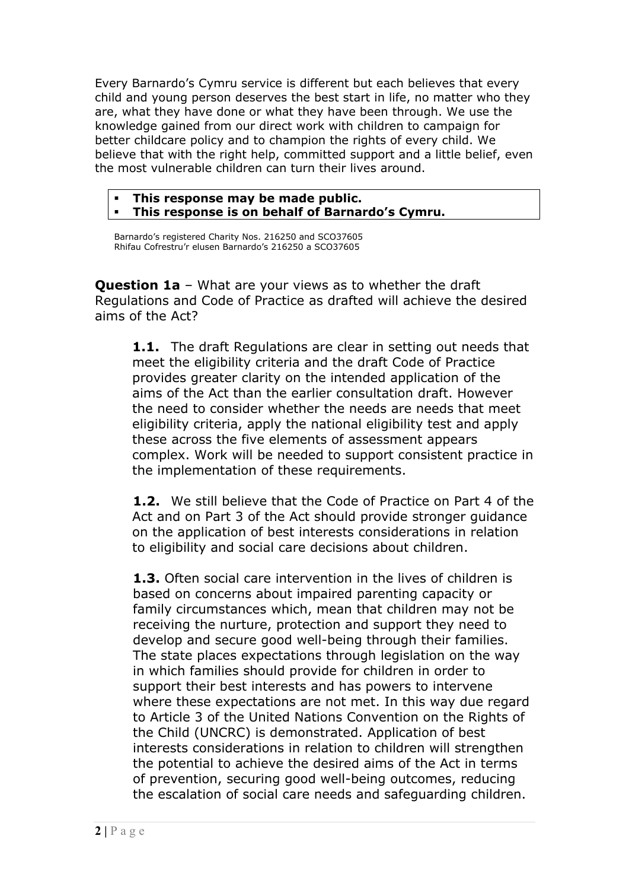Every Barnardo's Cymru service is different but each believes that every child and young person deserves the best start in life, no matter who they are, what they have done or what they have been through. We use the knowledge gained from our direct work with children to campaign for better childcare policy and to champion the rights of every child. We believe that with the right help, committed support and a little belief, even the most vulnerable children can turn their lives around.

- **This response may be made public.**
- **This response is on behalf of Barnardo's Cymru.**

Barnardo's registered Charity Nos. 216250 and SCO37605
Rhifau Cofrestru'r elusen Barnardo's 216250 a SCO37605

**Question 1a** – What are your views as to whether the draft Regulations and Code of Practice as drafted will achieve the desired aims of the Act?

**1.1.** The draft Regulations are clear in setting out needs that meet the eligibility criteria and the draft Code of Practice provides greater clarity on the intended application of the aims of the Act than the earlier consultation draft. However the need to consider whether the needs are needs that meet eligibility criteria, apply the national eligibility test and apply these across the five elements of assessment appears complex. Work will be needed to support consistent practice in the implementation of these requirements.

**1.2.** We still believe that the Code of Practice on Part 4 of the Act and on Part 3 of the Act should provide stronger guidance on the application of best interests considerations in relation to eligibility and social care decisions about children.

**1.3.** Often social care intervention in the lives of children is based on concerns about impaired parenting capacity or family circumstances which, mean that children may not be receiving the nurture, protection and support they need to develop and secure good well-being through their families. The state places expectations through legislation on the way in which families should provide for children in order to support their best interests and has powers to intervene where these expectations are not met. In this way due regard to Article 3 of the United Nations Convention on the Rights of the Child (UNCRC) is demonstrated. Application of best interests considerations in relation to children will strengthen the potential to achieve the desired aims of the Act in terms of prevention, securing good well-being outcomes, reducing the escalation of social care needs and safeguarding children.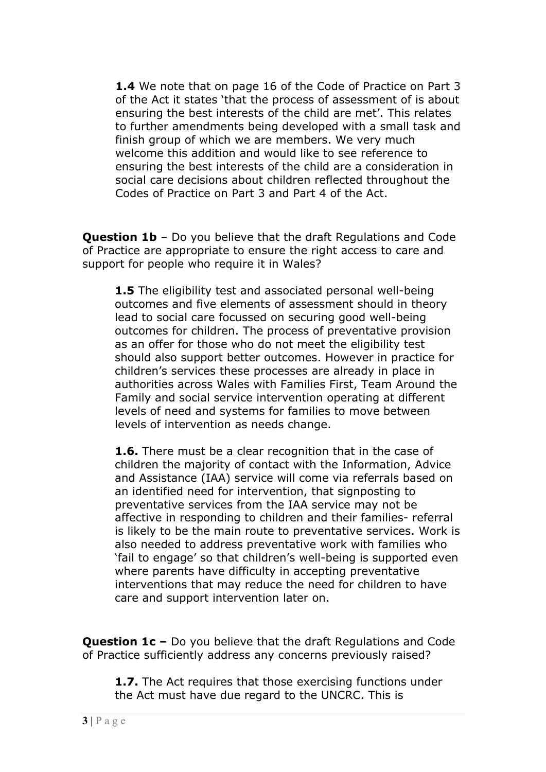**1.4** We note that on page 16 of the Code of Practice on Part 3 of the Act it states 'that the process of assessment of is about ensuring the best interests of the child are met'. This relates to further amendments being developed with a small task and finish group of which we are members. We very much welcome this addition and would like to see reference to ensuring the best interests of the child are a consideration in social care decisions about children reflected throughout the Codes of Practice on Part 3 and Part 4 of the Act.

**Question 1b** – Do you believe that the draft Regulations and Code of Practice are appropriate to ensure the right access to care and support for people who require it in Wales?

**1.5** The eligibility test and associated personal well-being outcomes and five elements of assessment should in theory lead to social care focussed on securing good well-being outcomes for children. The process of preventative provision as an offer for those who do not meet the eligibility test should also support better outcomes. However in practice for children's services these processes are already in place in authorities across Wales with Families First, Team Around the Family and social service intervention operating at different levels of need and systems for families to move between levels of intervention as needs change.

**1.6.** There must be a clear recognition that in the case of children the majority of contact with the Information, Advice and Assistance (IAA) service will come via referrals based on an identified need for intervention, that signposting to preventative services from the IAA service may not be affective in responding to children and their families- referral is likely to be the main route to preventative services. Work is also needed to address preventative work with families who 'fail to engage' so that children's well-being is supported even where parents have difficulty in accepting preventative interventions that may reduce the need for children to have care and support intervention later on.

**Question 1c –** Do you believe that the draft Regulations and Code of Practice sufficiently address any concerns previously raised?

**1.7.** The Act requires that those exercising functions under the Act must have due regard to the UNCRC. This is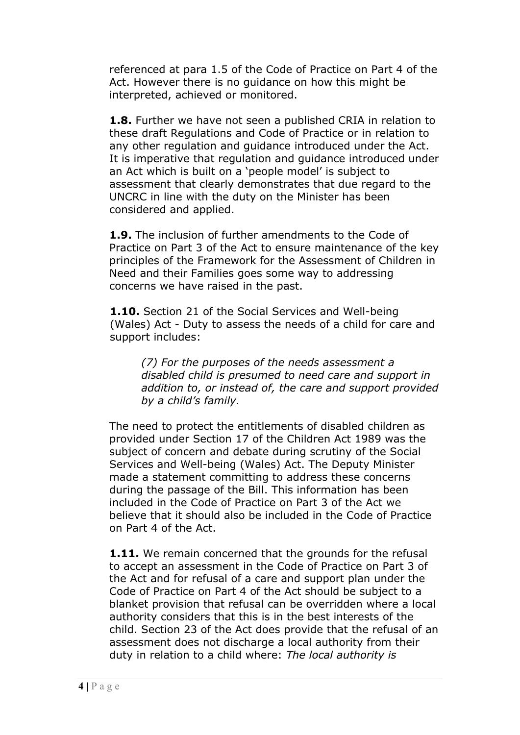referenced at para 1.5 of the Code of Practice on Part 4 of the Act. However there is no guidance on how this might be interpreted, achieved or monitored.

**1.8.** Further we have not seen a published CRIA in relation to these draft Regulations and Code of Practice or in relation to any other regulation and guidance introduced under the Act. It is imperative that regulation and guidance introduced under an Act which is built on a 'people model' is subject to assessment that clearly demonstrates that due regard to the UNCRC in line with the duty on the Minister has been considered and applied.

**1.9.** The inclusion of further amendments to the Code of Practice on Part 3 of the Act to ensure maintenance of the key principles of the Framework for the Assessment of Children in Need and their Families goes some way to addressing concerns we have raised in the past.

**1.10.** Section 21 of the Social Services and Well-being (Wales) Act - Duty to assess the needs of a child for care and support includes:

> *(7) For the purposes of the needs assessment a disabled child is presumed to need care and support in addition to, or instead of, the care and support provided by a child's family.*

The need to protect the entitlements of disabled children as provided under Section 17 of the Children Act 1989 was the subject of concern and debate during scrutiny of the Social Services and Well-being (Wales) Act. The Deputy Minister made a statement committing to address these concerns during the passage of the Bill. This information has been included in the Code of Practice on Part 3 of the Act we believe that it should also be included in the Code of Practice on Part 4 of the Act.

**1.11.** We remain concerned that the grounds for the refusal to accept an assessment in the Code of Practice on Part 3 of the Act and for refusal of a care and support plan under the Code of Practice on Part 4 of the Act should be subject to a blanket provision that refusal can be overridden where a local authority considers that this is in the best interests of the child. Section 23 of the Act does provide that the refusal of an assessment does not discharge a local authority from their duty in relation to a child where: *The local authority is*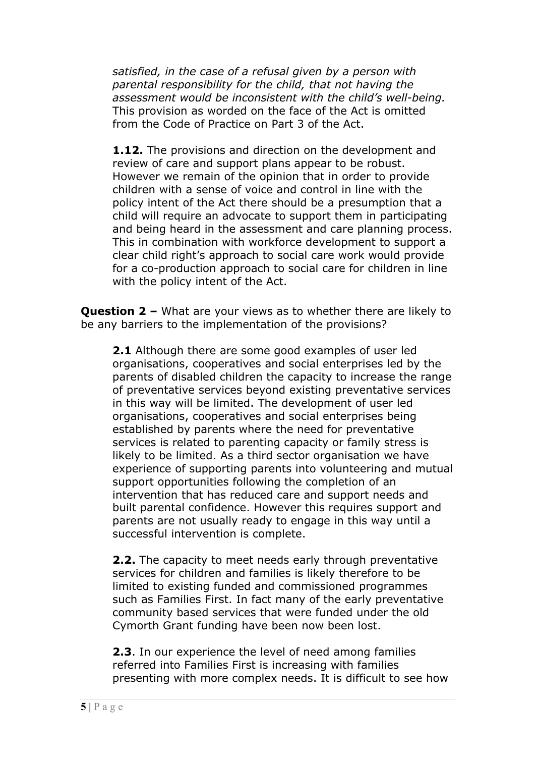*satisfied, in the case of a refusal given by a person with parental responsibility for the child, that not having the assessment would be inconsistent with the child's well-being.* This provision as worded on the face of the Act is omitted from the Code of Practice on Part 3 of the Act.

**1.12.** The provisions and direction on the development and review of care and support plans appear to be robust. However we remain of the opinion that in order to provide children with a sense of voice and control in line with the policy intent of the Act there should be a presumption that a child will require an advocate to support them in participating and being heard in the assessment and care planning process. This in combination with workforce development to support a clear child right's approach to social care work would provide for a co-production approach to social care for children in line with the policy intent of the Act.

**Question 2 –** What are your views as to whether there are likely to be any barriers to the implementation of the provisions?

**2.1** Although there are some good examples of user led organisations, cooperatives and social enterprises led by the parents of disabled children the capacity to increase the range of preventative services beyond existing preventative services in this way will be limited. The development of user led organisations, cooperatives and social enterprises being established by parents where the need for preventative services is related to parenting capacity or family stress is likely to be limited. As a third sector organisation we have experience of supporting parents into volunteering and mutual support opportunities following the completion of an intervention that has reduced care and support needs and built parental confidence. However this requires support and parents are not usually ready to engage in this way until a successful intervention is complete.

**2.2.** The capacity to meet needs early through preventative services for children and families is likely therefore to be limited to existing funded and commissioned programmes such as Families First. In fact many of the early preventative community based services that were funded under the old Cymorth Grant funding have been now been lost.

**2.3**. In our experience the level of need among families referred into Families First is increasing with families presenting with more complex needs. It is difficult to see how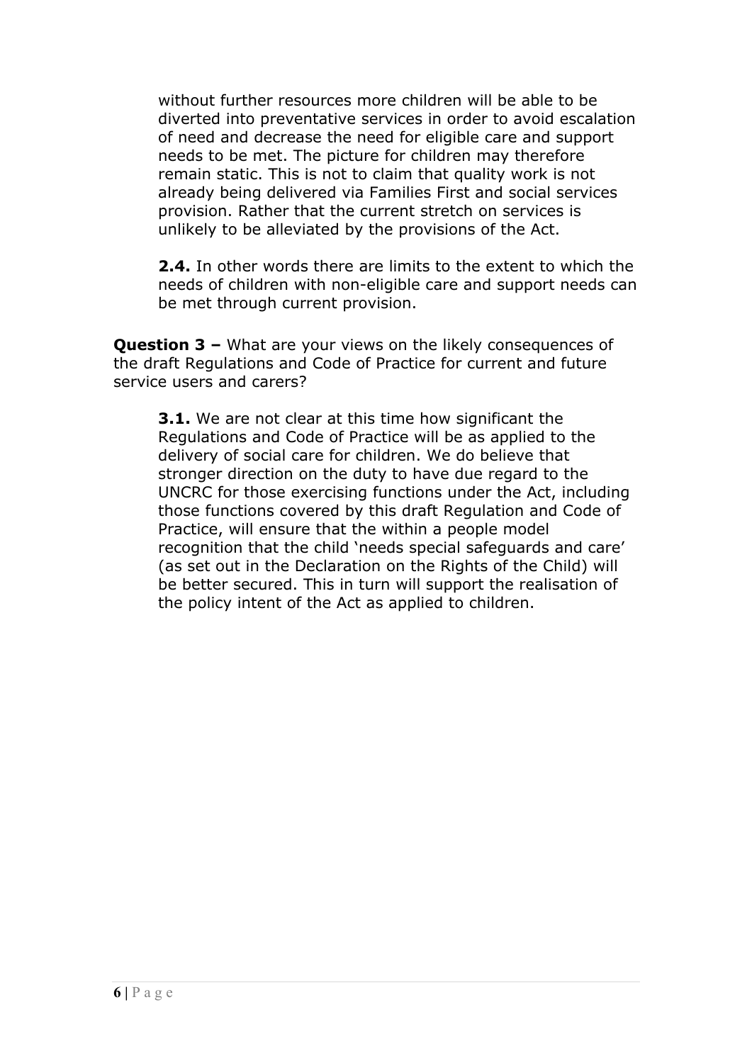without further resources more children will be able to be diverted into preventative services in order to avoid escalation of need and decrease the need for eligible care and support needs to be met. The picture for children may therefore remain static. This is not to claim that quality work is not already being delivered via Families First and social services provision. Rather that the current stretch on services is unlikely to be alleviated by the provisions of the Act.

**2.4.** In other words there are limits to the extent to which the needs of children with non-eligible care and support needs can be met through current provision.

**Question 3 –** What are your views on the likely consequences of the draft Regulations and Code of Practice for current and future service users and carers?

**3.1.** We are not clear at this time how significant the Regulations and Code of Practice will be as applied to the delivery of social care for children. We do believe that stronger direction on the duty to have due regard to the UNCRC for those exercising functions under the Act, including those functions covered by this draft Regulation and Code of Practice, will ensure that the within a people model recognition that the child 'needs special safeguards and care' (as set out in the Declaration on the Rights of the Child) will be better secured. This in turn will support the realisation of the policy intent of the Act as applied to children.